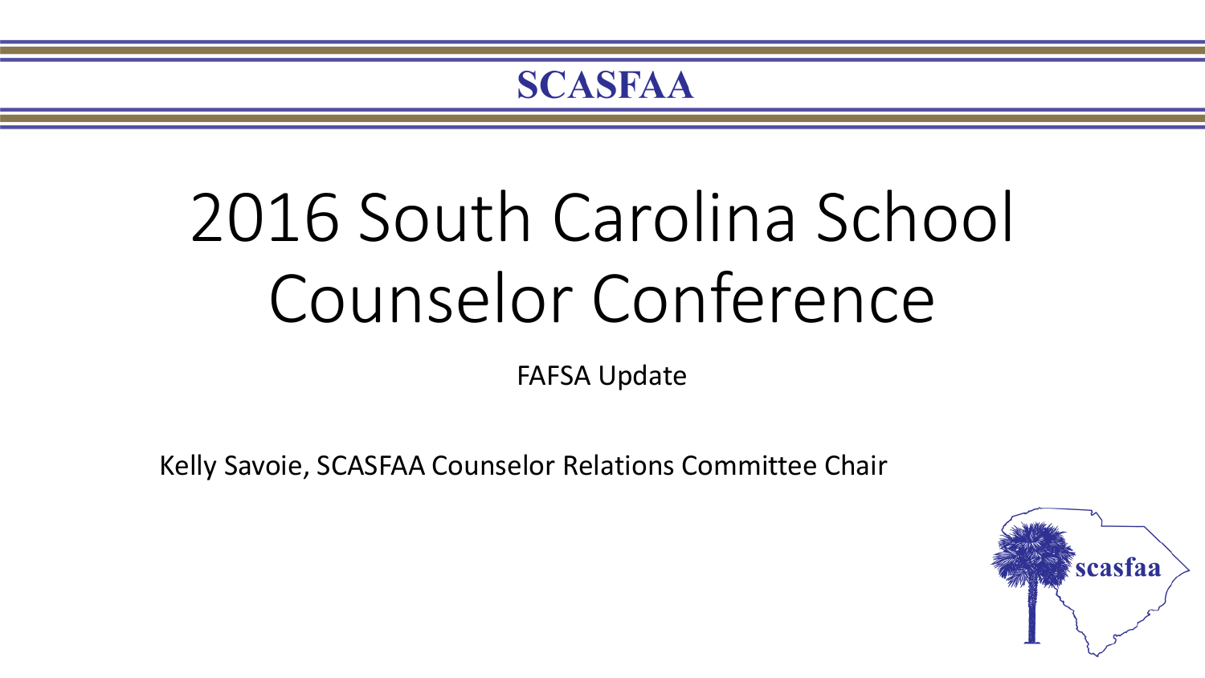SCASFAA

# 2016 South Carolina School Counselor Conference

FAFSA Update

Kelly Savoie, SCASFAA Counselor Relations Committee Chair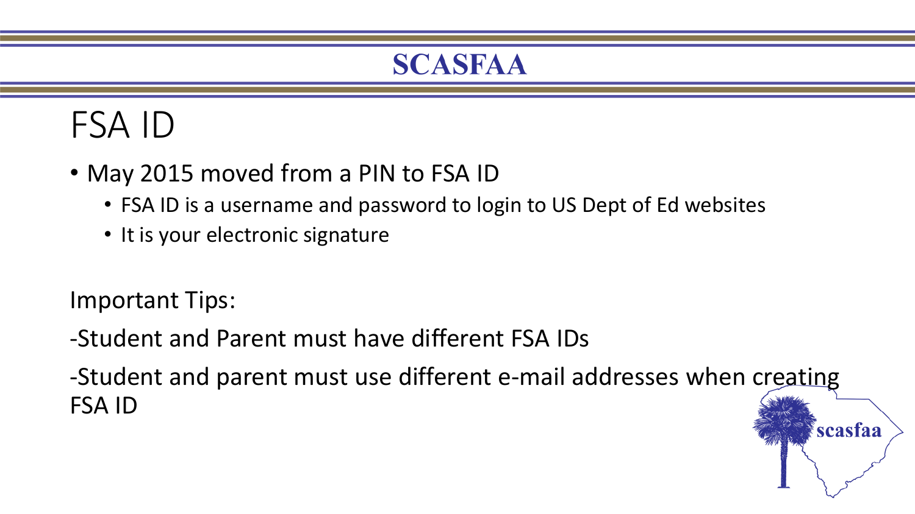# FSA ID

- May 2015 moved from a PIN to FSA ID
  - FSA ID is a username and password to login to US Dept of Ed websites
  - It is your electronic signature

Important Tips:

-Student and Parent must have different FSA IDs

-Student and parent must use different e-mail addresses when creating FSA ID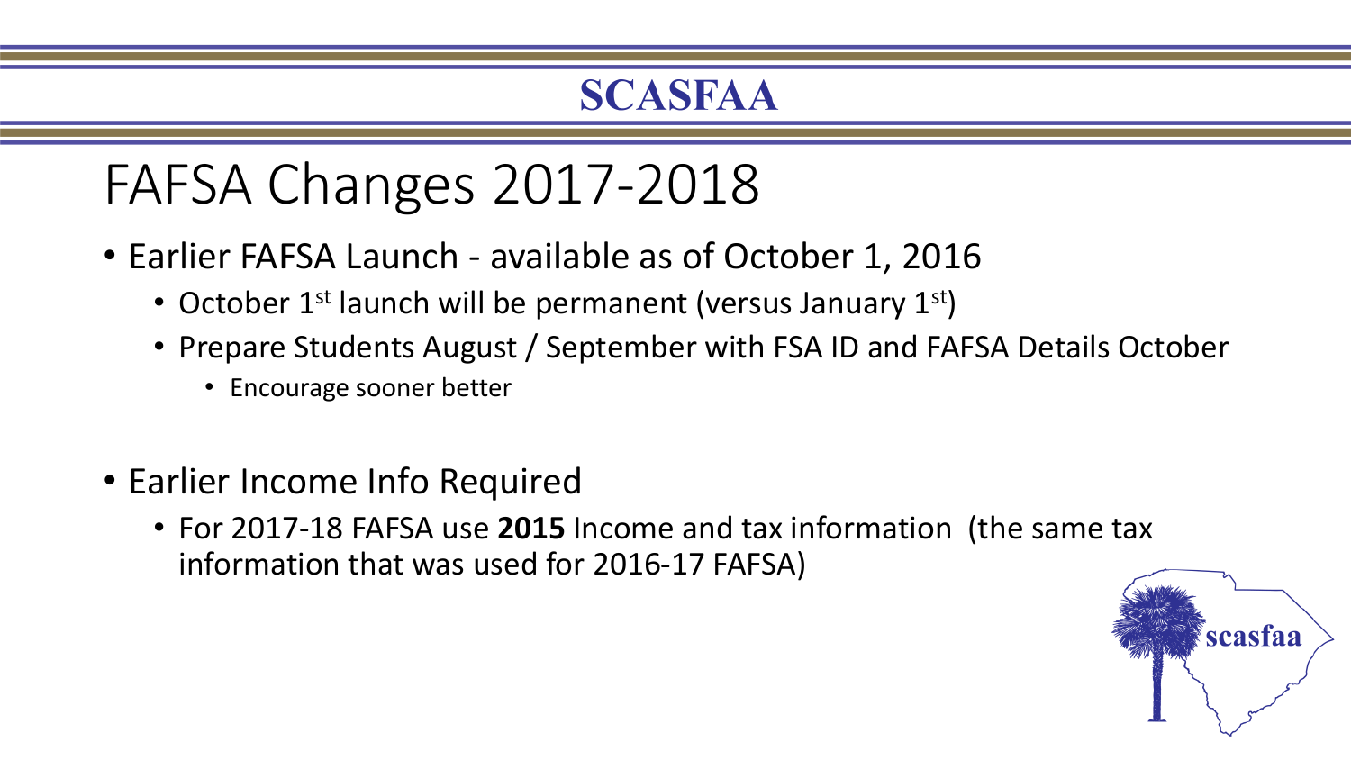SCASFAA

# FAFSA Changes 2017-2018

- Earlier FAFSA Launch - available as of October 1, 2016
  - October 1st launch will be permanent (versus January 1st)
  - Prepare Students August / September with FSA ID and FAFSA Details October
    - Encourage sooner better
- Earlier Income Info Required
  - For 2017-18 FAFSA use **2015** Income and tax information (the same tax information that was used for 2016-17 FAFSA)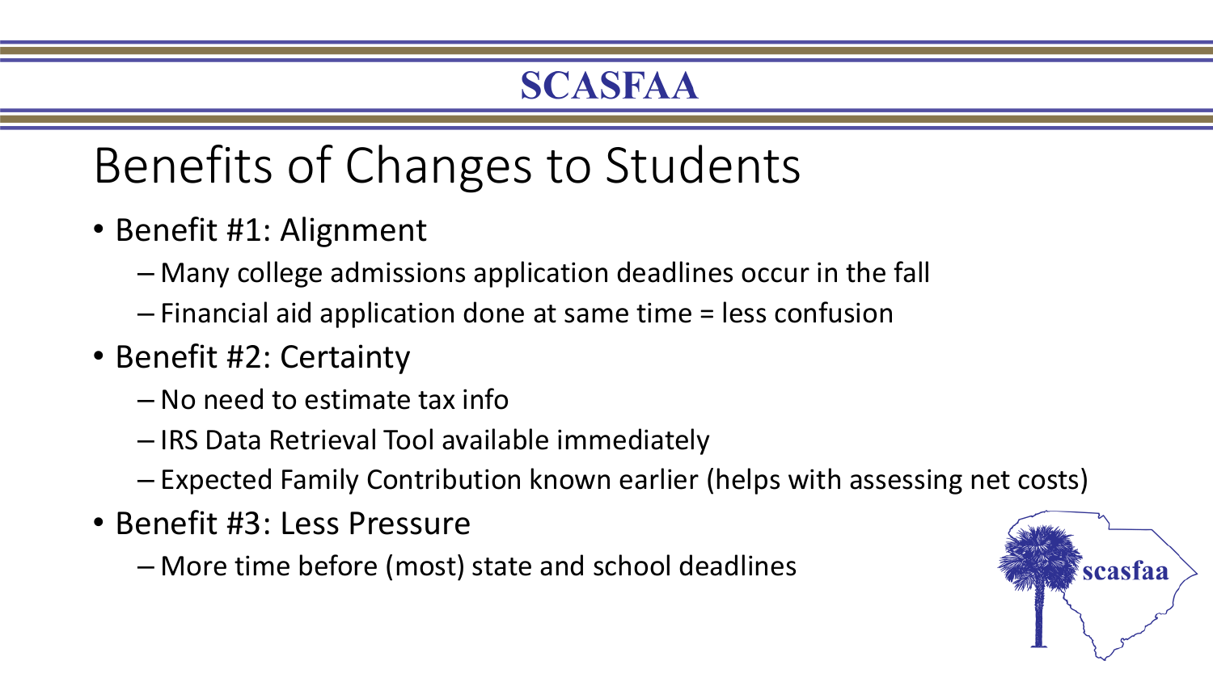# Benefits of Changes to Students

- Benefit #1: Alignment
  - Many college admissions application deadlines occur in the fall
  - Financial aid application done at same time = less confusion
- Benefit #2: Certainty
  - No need to estimate tax info
  - IRS Data Retrieval Tool available immediately
  - Expected Family Contribution known earlier (helps with assessing net costs)
- Benefit #3: Less Pressure
  - More time before (most) state and school deadlines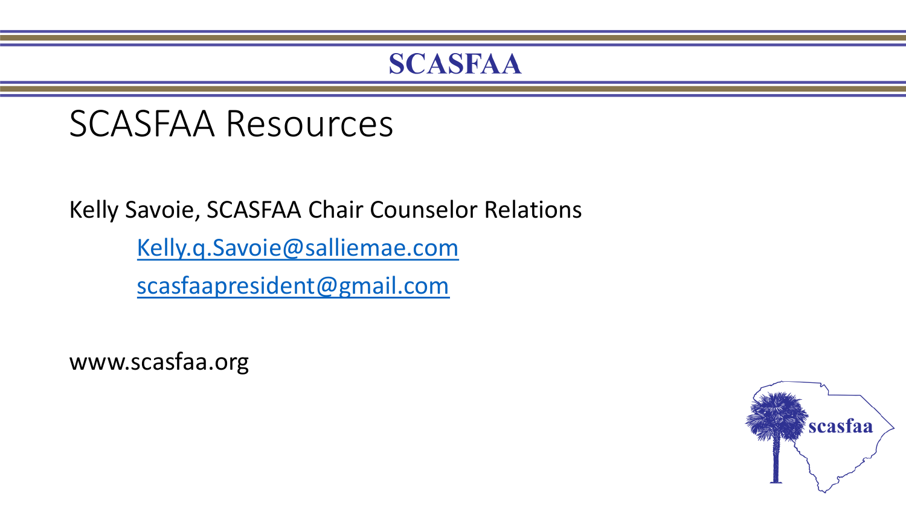SCASFAA

# SCASFAA Resources

Kelly Savoie, SCASFAA Chair Counselor Relations

Kelly.q.Savoie@salliemae.com

scasfaapresident@gmail.com

www.scasfaa.org